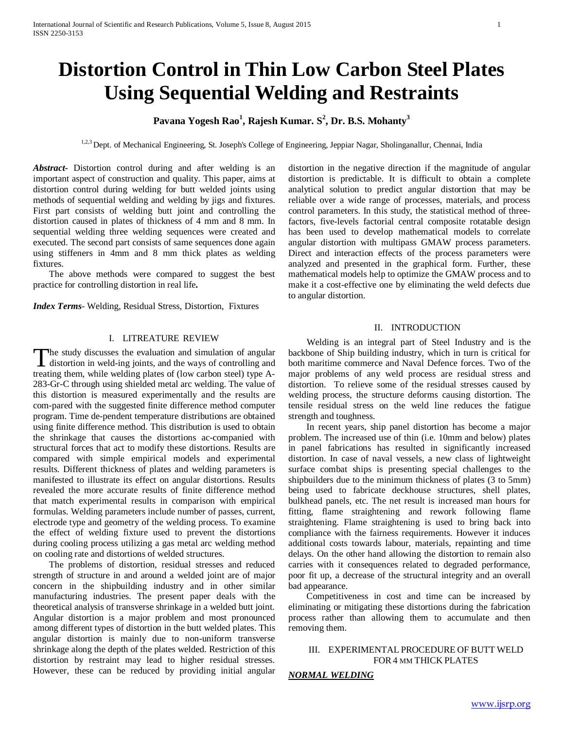# Distortion Control in Thin Low Carbon Steel Plates Using Sequential Welding and Restraints

**Pavana Yogesh Rao[1], Rajesh Kumar. S[2], Dr. B.S. Mohanty[3]**

[1,2,3] Dept. of Mechanical Engineering, St. Joseph's College of Engineering, Jeppiar Nagar, Sholinganallur, Chennai, India

***Abstract-*** Distortion control during and after welding is an important aspect of construction and quality. This paper, aims at distortion control during welding for butt welded joints using methods of sequential welding and welding by jigs and fixtures. First part consists of welding butt joint and controlling the distortion caused in plates of thickness of 4 mm and 8 mm. In sequential welding three welding sequences were created and executed. The second part consists of same sequences done again using stiffeners in 4mm and 8 mm thick plates as welding fixtures.

The above methods were compared to suggest the best practice for controlling distortion in real life**.**

***Index Terms-*** Welding, Residual Stress, Distortion, Fixtures

## I. LITREATURE REVIEW

The study discusses the evaluation and simulation of angular distortion in weld-ing joints, and the ways of controlling and treating them, while welding plates of (low carbon steel) type A-283-Gr-C through using shielded metal arc welding. The value of this distortion is measured experimentally and the results are com-pared with the suggested finite difference method computer program. Time de-pendent temperature distributions are obtained using finite difference method. This distribution is used to obtain the shrinkage that causes the distortions ac-companied with structural forces that act to modify these distortions. Results are compared with simple empirical models and experimental results. Different thickness of plates and welding parameters is manifested to illustrate its effect on angular distortions. Results revealed the more accurate results of finite difference method that match experimental results in comparison with empirical formulas. Welding parameters include number of passes, current, electrode type and geometry of the welding process. To examine the effect of welding fixture used to prevent the distortions during cooling process utilizing a gas metal arc welding method on cooling rate and distortions of welded structures.

The problems of distortion, residual stresses and reduced strength of structure in and around a welded joint are of major concern in the shipbuilding industry and in other similar manufacturing industries. The present paper deals with the theoretical analysis of transverse shrinkage in a welded butt joint. Angular distortion is a major problem and most pronounced among different types of distortion in the butt welded plates. This angular distortion is mainly due to non-uniform transverse shrinkage along the depth of the plates welded. Restriction of this distortion by restraint may lead to higher residual stresses. However, these can be reduced by providing initial angular distortion in the negative direction if the magnitude of angular distortion is predictable. It is difficult to obtain a complete analytical solution to predict angular distortion that may be reliable over a wide range of processes, materials, and process control parameters. In this study, the statistical method of three-factors, five-levels factorial central composite rotatable design has been used to develop mathematical models to correlate angular distortion with multipass GMAW process parameters. Direct and interaction effects of the process parameters were analyzed and presented in the graphical form. Further, these mathematical models help to optimize the GMAW process and to make it a cost-effective one by eliminating the weld defects due to angular distortion.

## II. INTRODUCTION

Welding is an integral part of Steel Industry and is the backbone of Ship building industry, which in turn is critical for both maritime commerce and Naval Defence forces. Two of the major problems of any weld process are residual stress and distortion. To relieve some of the residual stresses caused by welding process, the structure deforms causing distortion. The tensile residual stress on the weld line reduces the fatigue strength and toughness.

In recent years, ship panel distortion has become a major problem. The increased use of thin (i.e. 10mm and below) plates in panel fabrications has resulted in significantly increased distortion. In case of naval vessels, a new class of lightweight surface combat ships is presenting special challenges to the shipbuilders due to the minimum thickness of plates (3 to 5mm) being used to fabricate deckhouse structures, shell plates, bulkhead panels, etc. The net result is increased man hours for fitting, flame straightening and rework following flame straightening. Flame straightening is used to bring back into compliance with the fairness requirements. However it induces additional costs towards labour, materials, repainting and time delays. On the other hand allowing the distortion to remain also carries with it consequences related to degraded performance, poor fit up, a decrease of the structural integrity and an overall bad appearance.

Competitiveness in cost and time can be increased by eliminating or mitigating these distortions during the fabrication process rather than allowing them to accumulate and then removing them.

## III. EXPERIMENTAL PROCEDURE OF BUTT WELD FOR 4 MM THICK PLATES

***NORMAL WELDING***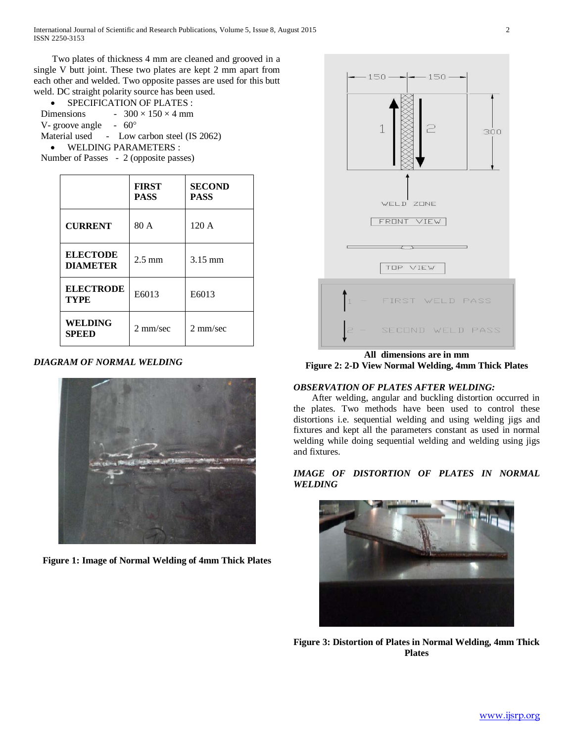Two plates of thickness 4 mm are cleaned and grooved in a single V butt joint. These two plates are kept 2 mm apart from each other and welded. Two opposite passes are used for this butt weld. DC straight polarity source has been used.

- SPECIFICATION OF PLATES :

Dimensions - 300 × 150 × 4 mm

V- groove angle - 60°

Material used - Low carbon steel (IS 2062)

- WELDING PARAMETERS :

Number of Passes - 2 (opposite passes)

| | FIRST PASS | SECOND PASS |
|---|---|---|
| **CURRENT** | 80 A | 120 A |
| **ELECTODE DIAMETER** | 2.5 mm | 3.15 mm |
| **ELECTRODE TYPE** | E6013 | E6013 |
| **WELDING SPEED** | 2 mm/sec | 2 mm/sec |

*DIAGRAM OF NORMAL WELDING*

**Figure 1: Image of Normal Welding of 4mm Thick Plates**

**All dimensions are in mm**

**Figure 2: 2-D View Normal Welding, 4mm Thick Plates**

*OBSERVATION OF PLATES AFTER WELDING:*

After welding, angular and buckling distortion occurred in the plates. Two methods have been used to control these distortions i.e. sequential welding and using welding jigs and fixtures and kept all the parameters constant as used in normal welding while doing sequential welding and welding using jigs and fixtures.

*IMAGE OF DISTORTION OF PLATES IN NORMAL WELDING*

**Figure 3: Distortion of Plates in Normal Welding, 4mm Thick Plates**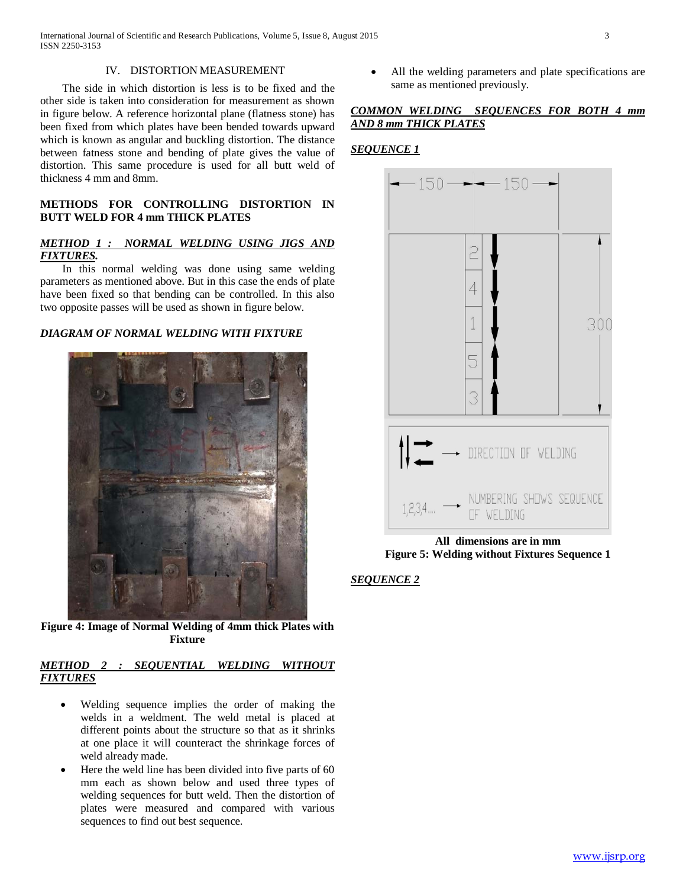## IV. DISTORTION MEASUREMENT

The side in which distortion is less is to be fixed and the other side is taken into consideration for measurement as shown in figure below. A reference horizontal plane (flatness stone) has been fixed from which plates have been bended towards upward which is known as angular and buckling distortion. The distance between fatness stone and bending of plate gives the value of distortion. This same procedure is used for all butt weld of thickness 4 mm and 8mm.

**METHODS FOR CONTROLLING DISTORTION IN BUTT WELD FOR 4 mm THICK PLATES**

***METHOD 1 : NORMAL WELDING USING JIGS AND FIXTURES.***

In this normal welding was done using same welding parameters as mentioned above. But in this case the ends of plate have been fixed so that bending can be controlled. In this also two opposite passes will be used as shown in figure below.

***DIAGRAM OF NORMAL WELDING WITH FIXTURE***

**Figure 4: Image of Normal Welding of 4mm thick Plates with Fixture**

***METHOD 2 : SEQUENTIAL WELDING WITHOUT FIXTURES***

- Welding sequence implies the order of making the welds in a weldment. The weld metal is placed at different points about the structure so that as it shrinks at one place it will counteract the shrinkage forces of weld already made.
- Here the weld line has been divided into five parts of 60 mm each as shown below and used three types of welding sequences for butt weld. Then the distortion of plates were measured and compared with various sequences to find out best sequence.
- All the welding parameters and plate specifications are same as mentioned previously.

***COMMON WELDING SEQUENCES FOR BOTH 4 mm AND 8 mm THICK PLATES***

***SEQUENCE 1***

**All dimensions are in mm**

**Figure 5: Welding without Fixtures Sequence 1**

***SEQUENCE 2***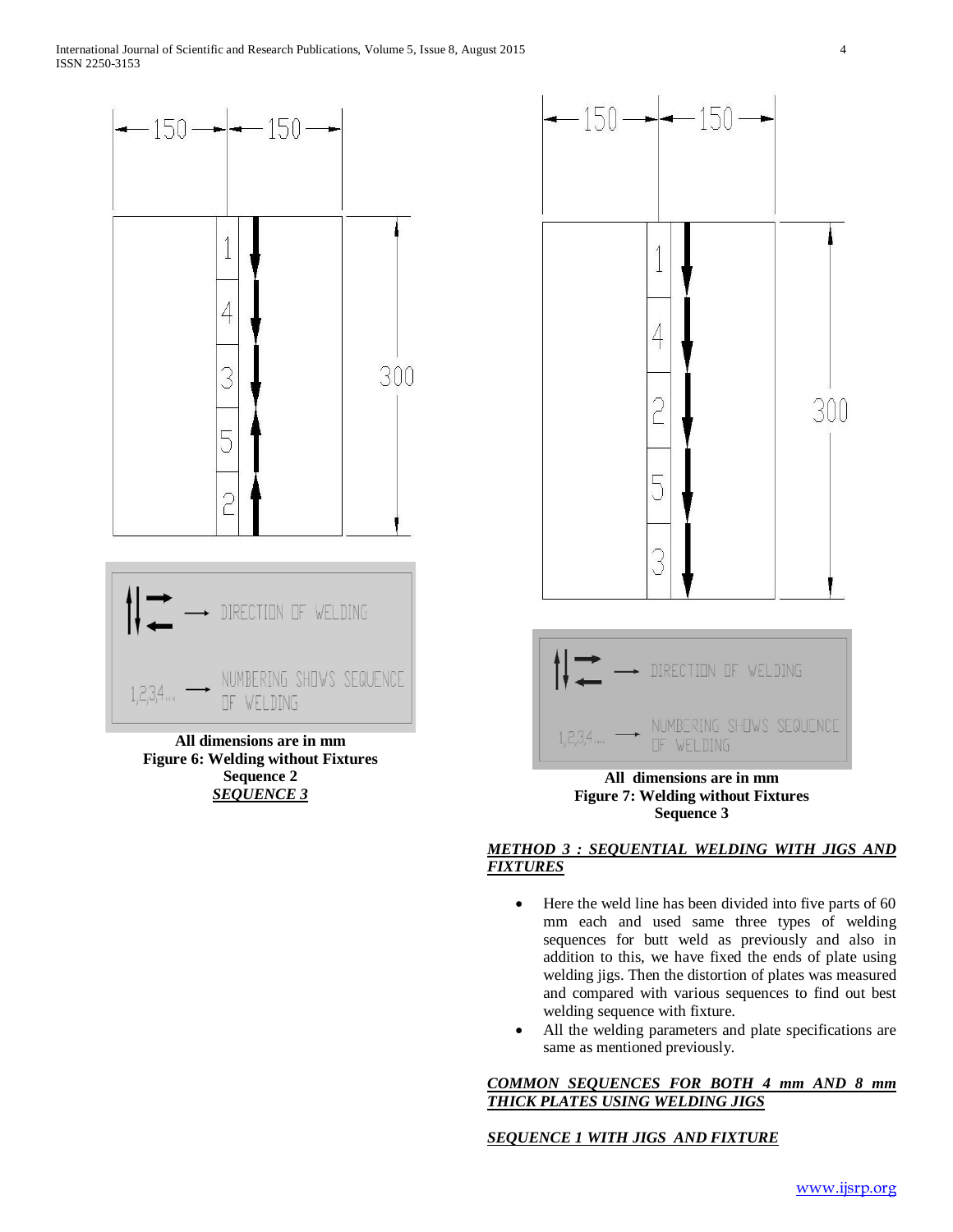All dimensions are in mm
**Figure 6: Welding without Fixtures Sequence 2**

***SEQUENCE 3***

All dimensions are in mm
**Figure 7: Welding without Fixtures Sequence 3**

***METHOD 3 : SEQUENTIAL WELDING WITH JIGS AND FIXTURES***

- Here the weld line has been divided into five parts of 60 mm each and used same three types of welding sequences for butt weld as previously and also in addition to this, we have fixed the ends of plate using welding jigs. Then the distortion of plates was measured and compared with various sequences to find out best welding sequence with fixture.
- All the welding parameters and plate specifications are same as mentioned previously.

***COMMON SEQUENCES FOR BOTH 4 mm AND 8 mm THICK PLATES USING WELDING JIGS***

***SEQUENCE 1 WITH JIGS AND FIXTURE***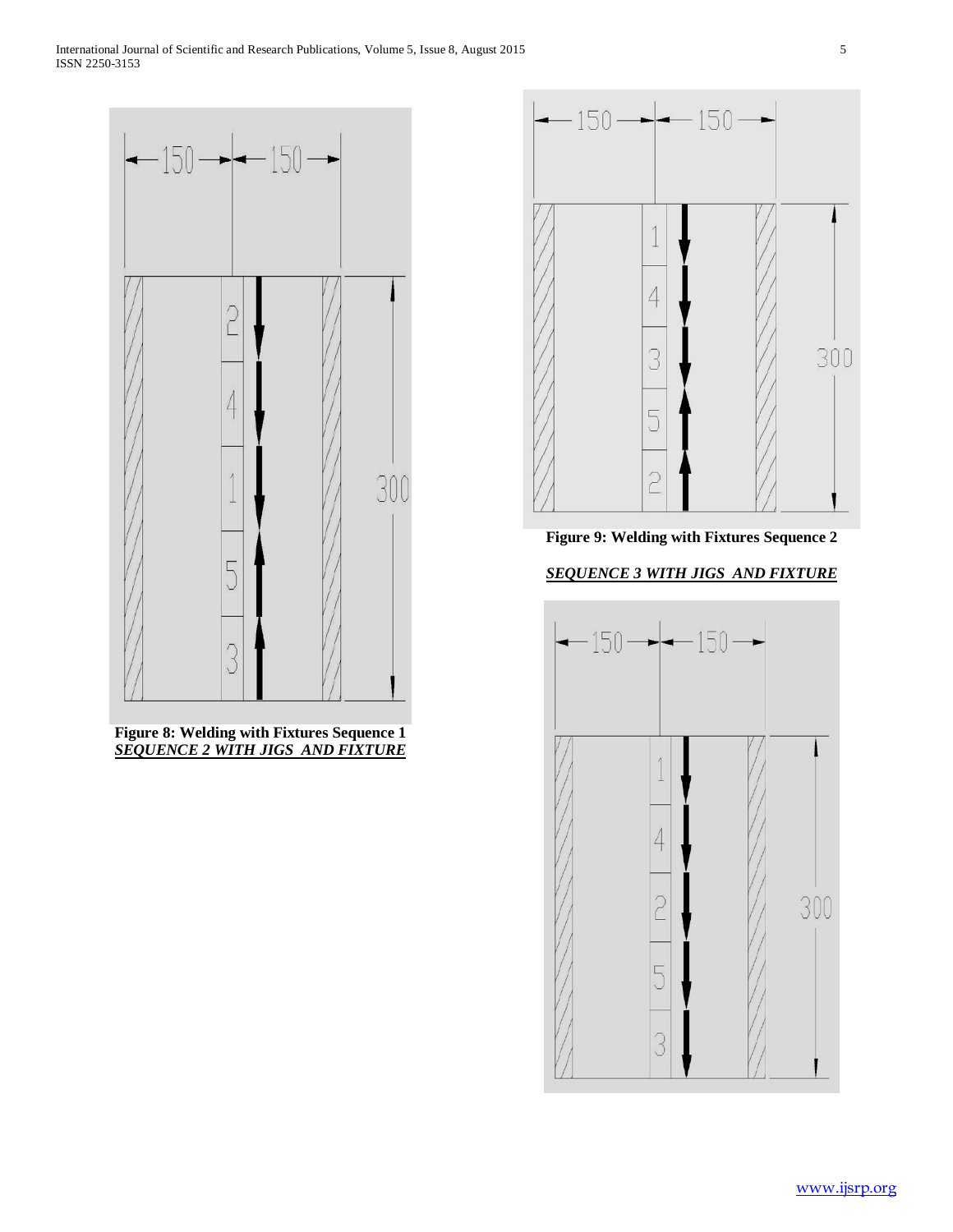**Figure 8: Welding with Fixtures Sequence 1**

***SEQUENCE 2 WITH JIGS AND FIXTURE***

**Figure 9: Welding with Fixtures Sequence 2**

***SEQUENCE 3 WITH JIGS AND FIXTURE***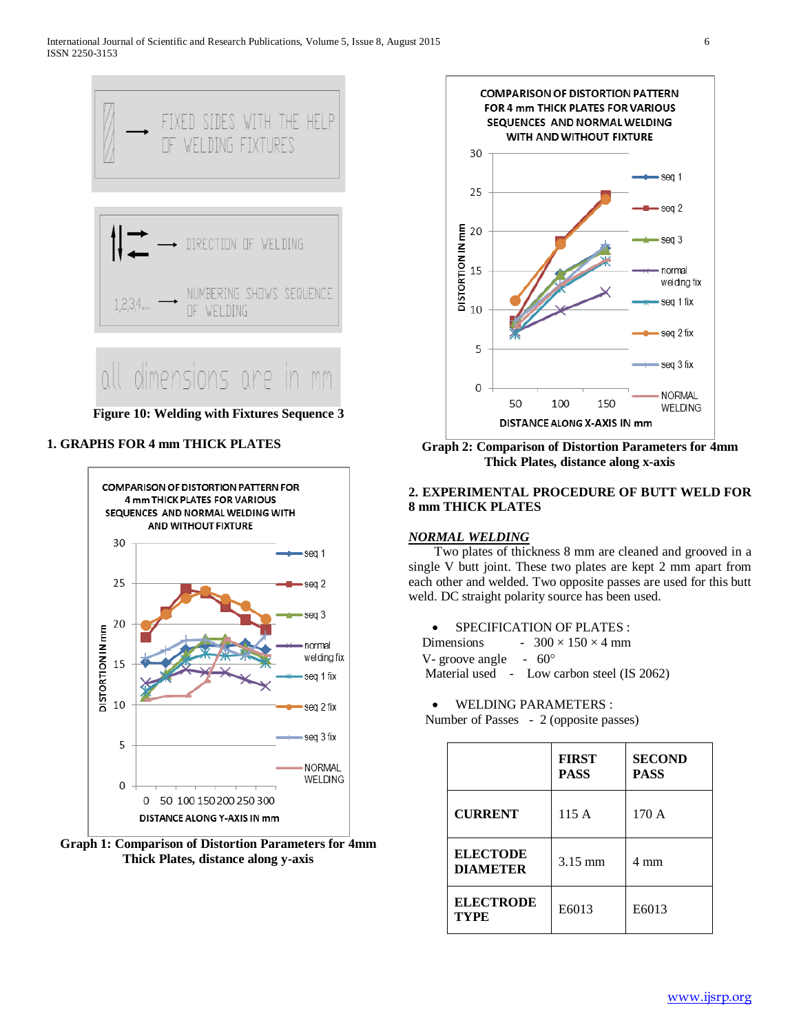Figure 10: Welding with Fixtures Sequence 3

## 1. GRAPHS FOR 4 mm THICK PLATES

Graph 1: Comparison of Distortion Parameters for 4mm Thick Plates, distance along y-axis

Graph 2: Comparison of Distortion Parameters for 4mm Thick Plates, distance along x-axis

## 2. EXPERIMENTAL PROCEDURE OF BUTT WELD FOR 8 mm THICK PLATES

***NORMAL WELDING***

Two plates of thickness 8 mm are cleaned and grooved in a single V butt joint. These two plates are kept 2 mm apart from each other and welded. Two opposite passes are used for this butt weld. DC straight polarity source has been used.

- SPECIFICATION OF PLATES :

Dimensions - 300 × 150 × 4 mm
V- groove angle - 60°
Material used - Low carbon steel (IS 2062)

- WELDING PARAMETERS :

Number of Passes - 2 (opposite passes)

| | FIRST PASS | SECOND PASS |
|---|---|---|
| CURRENT | 115 A | 170 A |
| ELECTODE DIAMETER | 3.15 mm | 4 mm |
| ELECTRODE TYPE | E6013 | E6013 |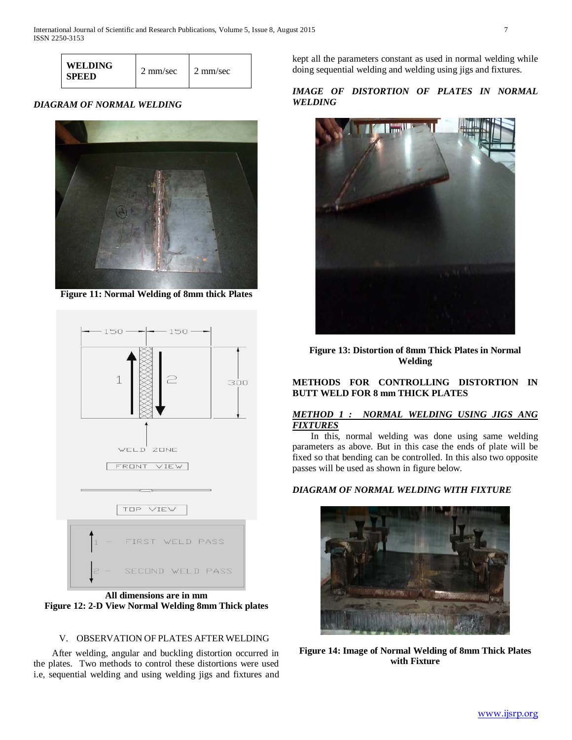| WELDING SPEED | 2 mm/sec | 2 mm/sec |
|---|---|---|

*DIAGRAM OF NORMAL WELDING*

**Figure 11: Normal Welding of 8mm thick Plates**

**All dimensions are in mm**

**Figure 12: 2-D View Normal Welding 8mm Thick plates**

## V. OBSERVATION OF PLATES AFTER WELDING

After welding, angular and buckling distortion occurred in the plates. Two methods to control these distortions were used i.e, sequential welding and using welding jigs and fixtures and kept all the parameters constant as used in normal welding while doing sequential welding and welding using jigs and fixtures.

*IMAGE OF DISTORTION OF PLATES IN NORMAL WELDING*

**Figure 13: Distortion of 8mm Thick Plates in Normal Welding**

**METHODS FOR CONTROLLING DISTORTION IN BUTT WELD FOR 8 mm THICK PLATES**

***METHOD 1 : NORMAL WELDING USING JIGS ANG FIXTURES***

In this, normal welding was done using same welding parameters as above. But in this case the ends of plate will be fixed so that bending can be controlled. In this also two opposite passes will be used as shown in figure below.

*DIAGRAM OF NORMAL WELDING WITH FIXTURE*

**Figure 14: Image of Normal Welding of 8mm Thick Plates with Fixture**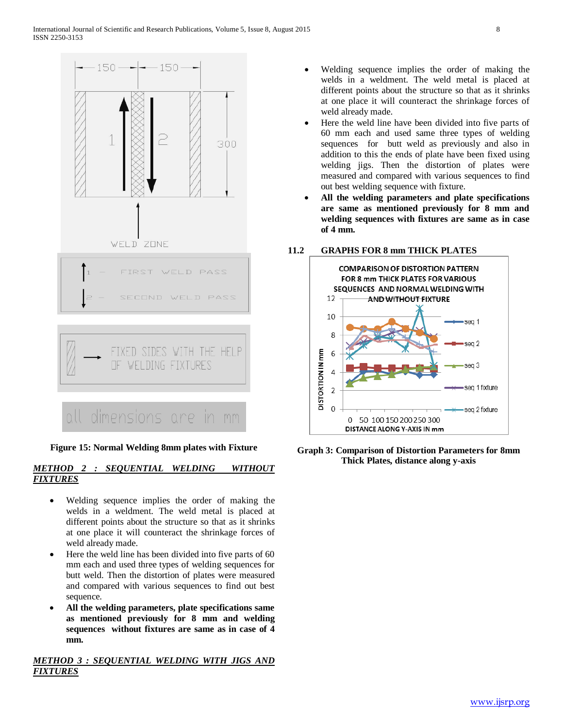Figure 15: Normal Welding 8mm plates with Fixture

***METHOD 2 : SEQUENTIAL WELDING WITHOUT FIXTURES***

- Welding sequence implies the order of making the welds in a weldment. The weld metal is placed at different points about the structure so that as it shrinks at one place it will counteract the shrinkage forces of weld already made.
- Here the weld line has been divided into five parts of 60 mm each and used three types of welding sequences for butt weld. Then the distortion of plates were measured and compared with various sequences to find out best sequence.
- **All the welding parameters, plate specifications same as mentioned previously for 8 mm and welding sequences without fixtures are same as in case of 4 mm.**

***METHOD 3 : SEQUENTIAL WELDING WITH JIGS AND FIXTURES***

- Welding sequence implies the order of making the welds in a weldment. The weld metal is placed at different points about the structure so that as it shrinks at one place it will counteract the shrinkage forces of weld already made.
- Here the weld line have been divided into five parts of 60 mm each and used same three types of welding sequences for butt weld as previously and also in addition to this the ends of plate have been fixed using welding jigs. Then the distortion of plates were measured and compared with various sequences to find out best welding sequence with fixture.
- **All the welding parameters and plate specifications are same as mentioned previously for 8 mm and welding sequences with fixtures are same as in case of 4 mm.**

## 11.2 GRAPHS FOR 8 mm THICK PLATES

Graph 3: Comparison of Distortion Parameters for 8mm Thick Plates, distance along y-axis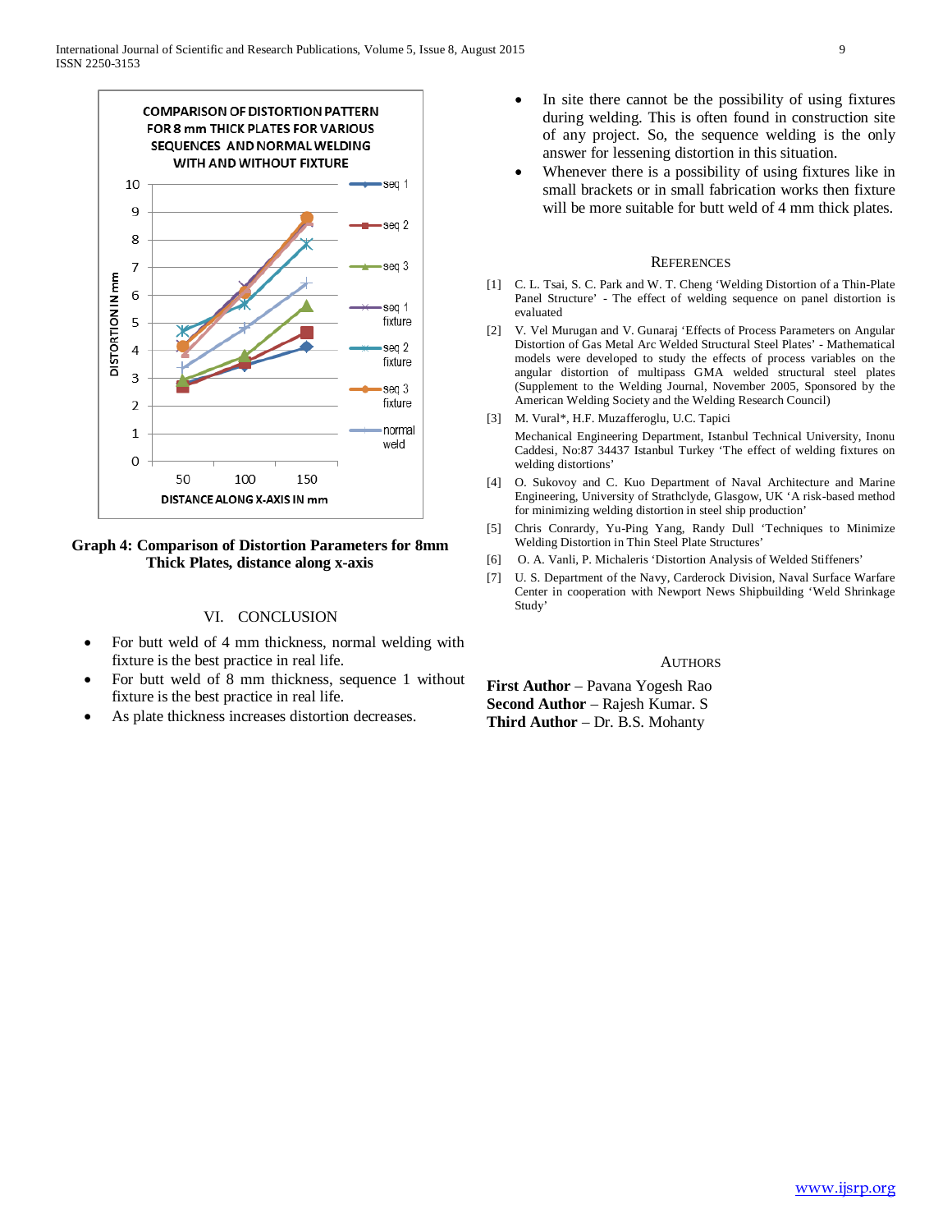COMPARISON OF DISTORTION PATTERN FOR 8 mm THICK PLATES FOR VARIOUS SEQUENCES AND NORMAL WELDING WITH AND WITHOUT FIXTURE

DISTORTION IN mm

10
9
8
7
6
5
4
3
2
1
0

50
100
150

DISTANCE ALONG X-AXIS IN mm

seq 1
seq 2
seq 3
seq 1 fixture
seq 2 fixture
seq 3 fixture
normal weld

**Graph 4: Comparison of Distortion Parameters for 8mm Thick Plates, distance along x-axis**

## VI. CONCLUSION

- For butt weld of 4 mm thickness, normal welding with fixture is the best practice in real life.
- For butt weld of 8 mm thickness, sequence 1 without fixture is the best practice in real life.
- As plate thickness increases distortion decreases.
- In site there cannot be the possibility of using fixtures during welding. This is often found in construction site of any project. So, the sequence welding is the only answer for lessening distortion in this situation.
- Whenever there is a possibility of using fixtures like in small brackets or in small fabrication works then fixture will be more suitable for butt weld of 4 mm thick plates.

## REFERENCES

[1] C. L. Tsai, S. C. Park and W. T. Cheng 'Welding Distortion of a Thin-Plate Panel Structure' - The effect of welding sequence on panel distortion is evaluated

[2] V. Vel Murugan and V. Gunaraj 'Effects of Process Parameters on Angular Distortion of Gas Metal Arc Welded Structural Steel Plates' - Mathematical models were developed to study the effects of process variables on the angular distortion of multipass GMA welded structural steel plates (Supplement to the Welding Journal, November 2005, Sponsored by the American Welding Society and the Welding Research Council)

[3] M. Vural*, H.F. Muzafferoglu, U.C. Tapici

Mechanical Engineering Department, Istanbul Technical University, Inonu Caddesi, No:87 34437 Istanbul Turkey 'The effect of welding fixtures on welding distortions'

[4] O. Sukovoy and C. Kuo Department of Naval Architecture and Marine Engineering, University of Strathclyde, Glasgow, UK 'A risk-based method for minimizing welding distortion in steel ship production'

[5] Chris Conrardy, Yu-Ping Yang, Randy Dull 'Techniques to Minimize Welding Distortion in Thin Steel Plate Structures'

[6] O. A. Vanli, P. Michaleris 'Distortion Analysis of Welded Stiffeners'

[7] U. S. Department of the Navy, Carderock Division, Naval Surface Warfare Center in cooperation with Newport News Shipbuilding 'Weld Shrinkage Study'

## AUTHORS

**First Author** – Pavana Yogesh Rao
**Second Author** – Rajesh Kumar. S
**Third Author** – Dr. B.S. Mohanty